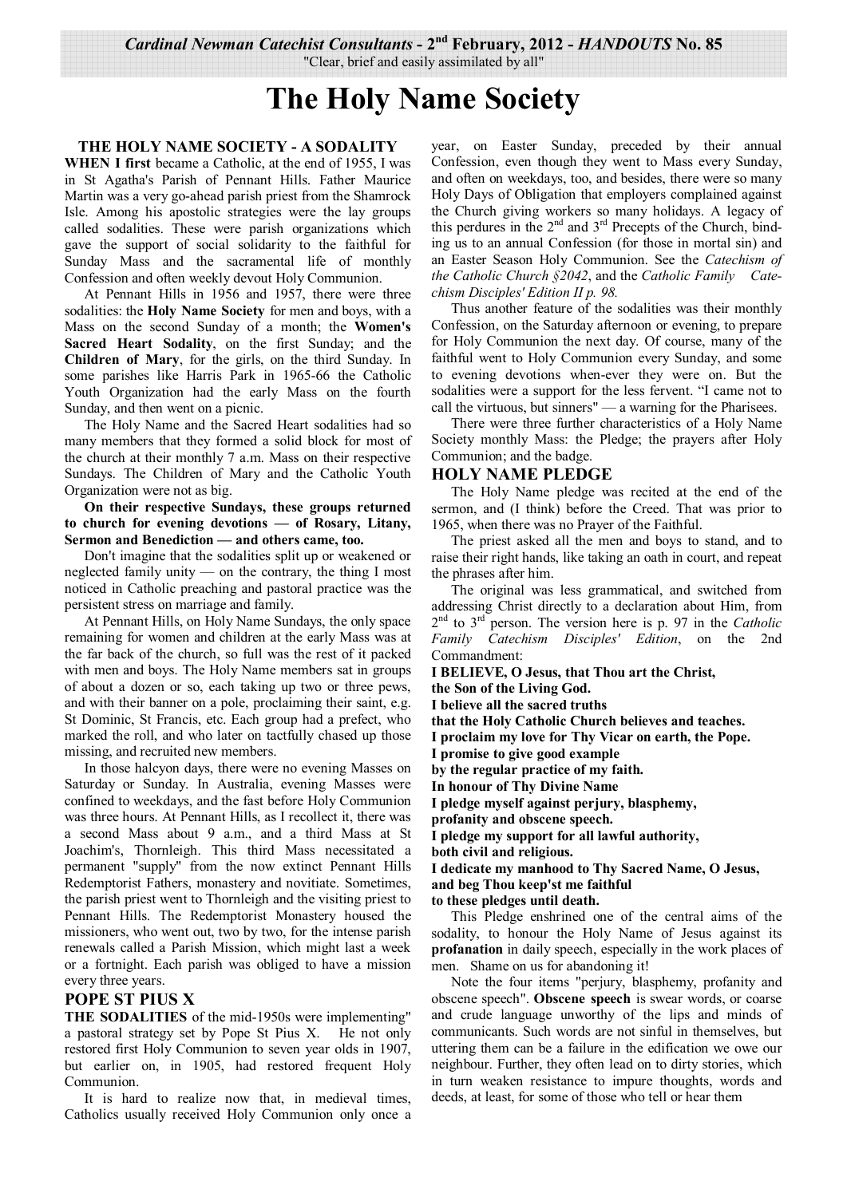*Cardinal Newman Catechist Consultants* - 2nd February, 2012 - *HANDOUTS* No. 85

"Clear, brief and easily assimilated by all"

# The Holy Name Society

## THE HOLY NAME SOCIETY - A SODALITY

**WHEN I first** became a Catholic, at the end of 1955, I was in St Agatha's Parish of Pennant Hills. Father Maurice Martin was a very go-ahead parish priest from the Shamrock Isle. Among his apostolic strategies were the lay groups called sodalities. These were parish organizations which gave the support of social solidarity to the faithful for Sunday Mass and the sacramental life of monthly Confession and often weekly devout Holy Communion.

At Pennant Hills in 1956 and 1957, there were three sodalities: the **Holy Name Society** for men and boys, with a Mass on the second Sunday of a month; the **Women's Sacred Heart Sodality**, on the first Sunday; and the **Children of Mary**, for the girls, on the third Sunday. In some parishes like Harris Park in 1965-66 the Catholic Youth Organization had the early Mass on the fourth Sunday, and then went on a picnic.

The Holy Name and the Sacred Heart sodalities had so many members that they formed a solid block for most of the church at their monthly 7 a.m. Mass on their respective Sundays. The Children of Mary and the Catholic Youth Organization were not as big.

**On their respective Sundays, these groups returned to church for evening devotions — of Rosary, Litany, Sermon and Benediction — and others came, too.**

Don't imagine that the sodalities split up or weakened or neglected family unity — on the contrary, the thing I most noticed in Catholic preaching and pastoral practice was the persistent stress on marriage and family.

At Pennant Hills, on Holy Name Sundays, the only space remaining for women and children at the early Mass was at the far back of the church, so full was the rest of it packed with men and boys. The Holy Name members sat in groups of about a dozen or so, each taking up two or three pews, and with their banner on a pole, proclaiming their saint, e.g. St Dominic, St Francis, etc. Each group had a prefect, who marked the roll, and who later on tactfully chased up those missing, and recruited new members.

In those halcyon days, there were no evening Masses on Saturday or Sunday. In Australia, evening Masses were confined to weekdays, and the fast before Holy Communion was three hours. At Pennant Hills, as I recollect it, there was a second Mass about 9 a.m., and a third Mass at St Joachim's, Thornleigh. This third Mass necessitated a permanent "supply" from the now extinct Pennant Hills Redemptorist Fathers, monastery and novitiate. Sometimes, the parish priest went to Thornleigh and the visiting priest to Pennant Hills. The Redemptorist Monastery housed the missioners, who went out, two by two, for the intense parish renewals called a Parish Mission, which might last a week or a fortnight. Each parish was obliged to have a mission every three years.

## POPE ST PIUS X

**THE SODALITIES** of the mid-1950s were implementing" a pastoral strategy set by Pope St Pius X. He not only restored first Holy Communion to seven year olds in 1907, but earlier on, in 1905, had restored frequent Holy Communion.

It is hard to realize now that, in medieval times, Catholics usually received Holy Communion only once a year, on Easter Sunday, preceded by their annual Confession, even though they went to Mass every Sunday, and often on weekdays, too, and besides, there were so many Holy Days of Obligation that employers complained against the Church giving workers so many holidays. A legacy of this perdures in the 2nd and 3rd Precepts of the Church, binding us to an annual Confession (for those in mortal sin) and an Easter Season Holy Communion. See the *Catechism of the Catholic Church §2042*, and the *Catholic Family Catechism Disciples' Edition II p. 98.*

Thus another feature of the sodalities was their monthly Confession, on the Saturday afternoon or evening, to prepare for Holy Communion the next day. Of course, many of the faithful went to Holy Communion every Sunday, and some to evening devotions when-ever they were on. But the sodalities were a support for the less fervent. "I came not to call the virtuous, but sinners" — a warning for the Pharisees.

There were three further characteristics of a Holy Name Society monthly Mass: the Pledge; the prayers after Holy Communion; and the badge.

## HOLY NAME PLEDGE

The Holy Name pledge was recited at the end of the sermon, and (I think) before the Creed. That was prior to 1965, when there was no Prayer of the Faithful.

The priest asked all the men and boys to stand, and to raise their right hands, like taking an oath in court, and repeat the phrases after him.

The original was less grammatical, and switched from addressing Christ directly to a declaration about Him, from 2nd to 3rd person. The version here is p. 97 in the *Catholic Family Catechism Disciples' Edition*, on the 2nd Commandment:

**I BELIEVE, O Jesus, that Thou art the Christ,**
**the Son of the Living God.**
**I believe all the sacred truths**
**that the Holy Catholic Church believes and teaches.**
**I proclaim my love for Thy Vicar on earth, the Pope.**
**I promise to give good example**
**by the regular practice of my faith.**
**In honour of Thy Divine Name**
**I pledge myself against perjury, blasphemy,**
**profanity and obscene speech.**
**I pledge my support for all lawful authority,**
**both civil and religious.**
**I dedicate my manhood to Thy Sacred Name, O Jesus,**
**and beg Thou keep'st me faithful**
**to these pledges until death.**

This Pledge enshrined one of the central aims of the sodality, to honour the Holy Name of Jesus against its **profanation** in daily speech, especially in the work places of men. Shame on us for abandoning it!

Note the four items "perjury, blasphemy, profanity and obscene speech". **Obscene speech** is swear words, or coarse and crude language unworthy of the lips and minds of communicants. Such words are not sinful in themselves, but uttering them can be a failure in the edification we owe our neighbour. Further, they often lead on to dirty stories, which in turn weaken resistance to impure thoughts, words and deeds, at least, for some of those who tell or hear them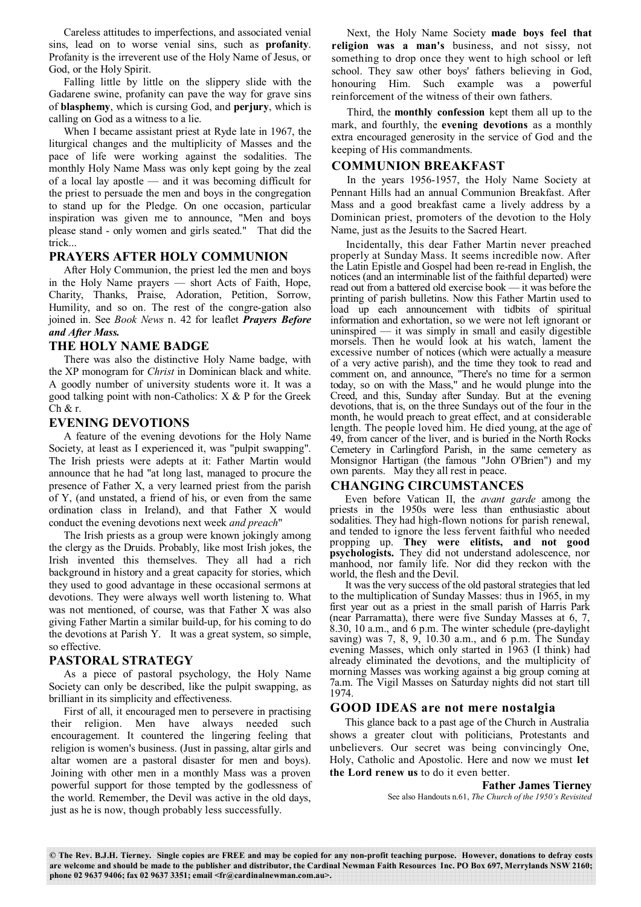Careless attitudes to imperfections, and associated venial sins, lead on to worse venial sins, such as **profanity**. Profanity is the irreverent use of the Holy Name of Jesus, or God, or the Holy Spirit.

Falling little by little on the slippery slide with the Gadarene swine, profanity can pave the way for grave sins of **blasphemy**, which is cursing God, and **perjury**, which is calling on God as a witness to a lie.

When I became assistant priest at Ryde late in 1967, the liturgical changes and the multiplicity of Masses and the pace of life were working against the sodalities. The monthly Holy Name Mass was only kept going by the zeal of a local lay apostle — and it was becoming difficult for the priest to persuade the men and boys in the congregation to stand up for the Pledge. On one occasion, particular inspiration was given me to announce, "Men and boys please stand - only women and girls seated." That did the trick...

## PRAYERS AFTER HOLY COMMUNION

After Holy Communion, the priest led the men and boys in the Holy Name prayers — short Acts of Faith, Hope, Charity, Thanks, Praise, Adoration, Petition, Sorrow, Humility, and so on. The rest of the congre-gation also joined in. See *Book News* n. 42 for leaflet ***Prayers Before and After Mass.***

## THE HOLY NAME BADGE

There was also the distinctive Holy Name badge, with the XP monogram for *Christ* in Dominican black and white. A goodly number of university students wore it. It was a good talking point with non-Catholics: X & P for the Greek Ch & r.

## EVENING DEVOTIONS

A feature of the evening devotions for the Holy Name Society, at least as I experienced it, was "pulpit swapping". The Irish priests were adepts at it: Father Martin would announce that he had "at long last, managed to procure the presence of Father X, a very learned priest from the parish of Y, (and unstated, a friend of his, or even from the same ordination class in Ireland), and that Father X would conduct the evening devotions next week *and preach*"

The Irish priests as a group were known jokingly among the clergy as the Druids. Probably, like most Irish jokes, the Irish invented this themselves. They all had a rich background in history and a great capacity for stories, which they used to good advantage in these occasional sermons at devotions. They were always well worth listening to. What was not mentioned, of course, was that Father X was also giving Father Martin a similar build-up, for his coming to do the devotions at Parish Y. It was a great system, so simple, so effective.

## PASTORAL STRATEGY

As a piece of pastoral psychology, the Holy Name Society can only be described, like the pulpit swapping, as brilliant in its simplicity and effectiveness.

First of all, it encouraged men to persevere in practising their religion. Men have always needed such encouragement. It countered the lingering feeling that religion is women's business. (Just in passing, altar girls and altar women are a pastoral disaster for men and boys). Joining with other men in a monthly Mass was a proven powerful support for those tempted by the godlessness of the world. Remember, the Devil was active in the old days, just as he is now, though probably less successfully.

Next, the Holy Name Society **made boys feel that religion was a man's** business, and not sissy, not something to drop once they went to high school or left school. They saw other boys' fathers believing in God, honouring Him. Such example was a powerful reinforcement of the witness of their own fathers.

Third, the **monthly confession** kept them all up to the mark, and fourthly, the **evening devotions** as a monthly extra encouraged generosity in the service of God and the keeping of His commandments.

## COMMUNION BREAKFAST

In the years 1956-1957, the Holy Name Society at Pennant Hills had an annual Communion Breakfast. After Mass and a good breakfast came a lively address by a Dominican priest, promoters of the devotion to the Holy Name, just as the Jesuits to the Sacred Heart.

Incidentally, this dear Father Martin never preached properly at Sunday Mass. It seems incredible now. After the Latin Epistle and Gospel had been re-read in English, the notices (and an interminable list of the faithful departed) were read out from a battered old exercise book — it was before the printing of parish bulletins. Now this Father Martin used to load up each announcement with tidbits of spiritual information and exhortation, so we were not left ignorant or uninspired — it was simply in small and easily digestible morsels. Then he would look at his watch, lament the excessive number of notices (which were actually a measure of a very active parish), and the time they took to read and comment on, and announce, "There's no time for a sermon today, so on with the Mass," and he would plunge into the Creed, and this, Sunday after Sunday. But at the evening devotions, that is, on the three Sundays out of the four in the month, he would preach to great effect, and at considerable length. The people loved him. He died young, at the age of 49, from cancer of the liver, and is buried in the North Rocks Cemetery in Carlingford Parish, in the same cemetery as Monsignor Hartigan (the famous "John O'Brien") and my own parents. May they all rest in peace.

## CHANGING CIRCUMSTANCES

Even before Vatican II, the *avant garde* among the priests in the 1950s were less than enthusiastic about sodalities. They had high-flown notions for parish renewal, and tended to ignore the less fervent faithful who needed propping up. **They were elitists, and not good psychologists.** They did not understand adolescence, nor manhood, nor family life. Nor did they reckon with the world, the flesh and the Devil.

It was the very success of the old pastoral strategies that led to the multiplication of Sunday Masses: thus in 1965, in my first year out as a priest in the small parish of Harris Park (near Parramatta), there were five Sunday Masses at 6, 7, 8.30, 10 a.m., and 6 p.m. The winter schedule (pre-daylight saving) was 7, 8, 9, 10.30 a.m., and 6 p.m. The Sunday evening Masses, which only started in 1963 (I think) had already eliminated the devotions, and the multiplicity of morning Masses was working against a big group coming at 7a.m. The Vigil Masses on Saturday nights did not start till 1974.

## GOOD IDEAS are not mere nostalgia

This glance back to a past age of the Church in Australia shows a greater clout with politicians, Protestants and unbelievers. Our secret was being convincingly One, Holy, Catholic and Apostolic. Here and now we must **let the Lord renew us** to do it even better.

**Father James Tierney**

See also Handouts n.61, *The Church of the 1950's Revisited*

**© The Rev. B.J.H. Tierney. Single copies are FREE and may be copied for any non-profit teaching purpose. However, donations to defray costs are welcome and should be made to the publisher and distributor, the Cardinal Newman Faith Resources Inc. PO Box 697, Merrylands NSW 2160; phone 02 9637 9406; fax 02 9637 3351; email <fr@cardinalnewman.com.au>.**